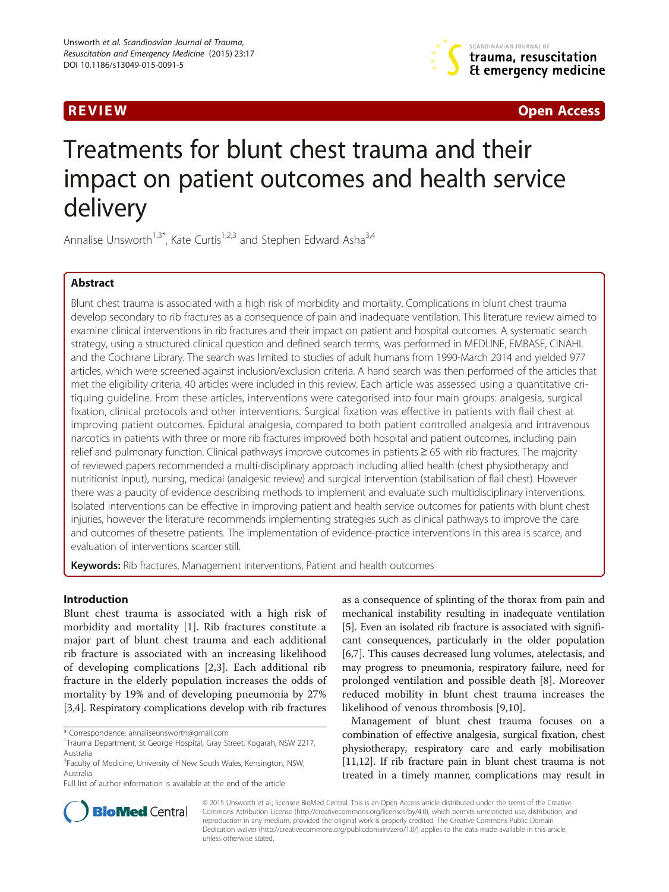REVIEW **Open Access**

# Treatments for blunt chest trauma and their impact on patient outcomes and health service delivery

Annalise Unsworth[1,3*], Kate Curtis[1,2,3] and Stephen Edward Asha[3,4]

## Abstract

Blunt chest trauma is associated with a high risk of morbidity and mortality. Complications in blunt chest trauma develop secondary to rib fractures as a consequence of pain and inadequate ventilation. This literature review aimed to examine clinical interventions in rib fractures and their impact on patient and hospital outcomes. A systematic search strategy, using a structured clinical question and defined search terms, was performed in MEDLINE, EMBASE, CINAHL and the Cochrane Library. The search was limited to studies of adult humans from 1990-March 2014 and yielded 977 articles, which were screened against inclusion/exclusion criteria. A hand search was then performed of the articles that met the eligibility criteria, 40 articles were included in this review. Each article was assessed using a quantitative critiquing guideline. From these articles, interventions were categorised into four main groups: analgesia, surgical fixation, clinical protocols and other interventions. Surgical fixation was effective in patients with flail chest at improving patient outcomes. Epidural analgesia, compared to both patient controlled analgesia and intravenous narcotics in patients with three or more rib fractures improved both hospital and patient outcomes, including pain relief and pulmonary function. Clinical pathways improve outcomes in patients ≥ 65 with rib fractures. The majority of reviewed papers recommended a multi-disciplinary approach including allied health (chest physiotherapy and nutritionist input), nursing, medical (analgesic review) and surgical intervention (stabilisation of flail chest). However there was a paucity of evidence describing methods to implement and evaluate such multidisciplinary interventions. Isolated interventions can be effective in improving patient and health service outcomes for patients with blunt chest injuries, however the literature recommends implementing strategies such as clinical pathways to improve the care and outcomes of thesetre patients. The implementation of evidence-practice interventions in this area is scarce, and evaluation of interventions scarcer still.

**Keywords:** Rib fractures, Management interventions, Patient and health outcomes

## Introduction

Blunt chest trauma is associated with a high risk of morbidity and mortality [1]. Rib fractures constitute a major part of blunt chest trauma and each additional rib fracture is associated with an increasing likelihood of developing complications [2,3]. Each additional rib fracture in the elderly population increases the odds of mortality by 19% and of developing pneumonia by 27% [3,4]. Respiratory complications develop with rib fractures as a consequence of splinting of the thorax from pain and mechanical instability resulting in inadequate ventilation [5]. Even an isolated rib fracture is associated with significant consequences, particularly in the older population [6,7]. This causes decreased lung volumes, atelectasis, and may progress to pneumonia, respiratory failure, need for prolonged ventilation and possible death [8]. Moreover reduced mobility in blunt chest trauma increases the likelihood of venous thrombosis [9,10].

Management of blunt chest trauma focuses on a combination of effective analgesia, surgical fixation, chest physiotherapy, respiratory care and early mobilisation [11,12]. If rib fracture pain in blunt chest trauma is not treated in a timely manner, complications may result in

\* Correspondence: annaliseunsworth@gmail.com
[1]Trauma Department, St George Hospital, Gray Street, Kogarah, NSW 2217, Australia
[3]Faculty of Medicine, University of New South Wales, Kensington, NSW, Australia
Full list of author information is available at the end of the article

© 2015 Unsworth et al.; licensee BioMed Central. This is an Open Access article distributed under the terms of the Creative Commons Attribution License (http://creativecommons.org/licenses/by/4.0), which permits unrestricted use, distribution, and reproduction in any medium, provided the original work is properly credited. The Creative Commons Public Domain Dedication waiver (http://creativecommons.org/publicdomain/zero/1.0/) applies to the data made available in this article, unless otherwise stated.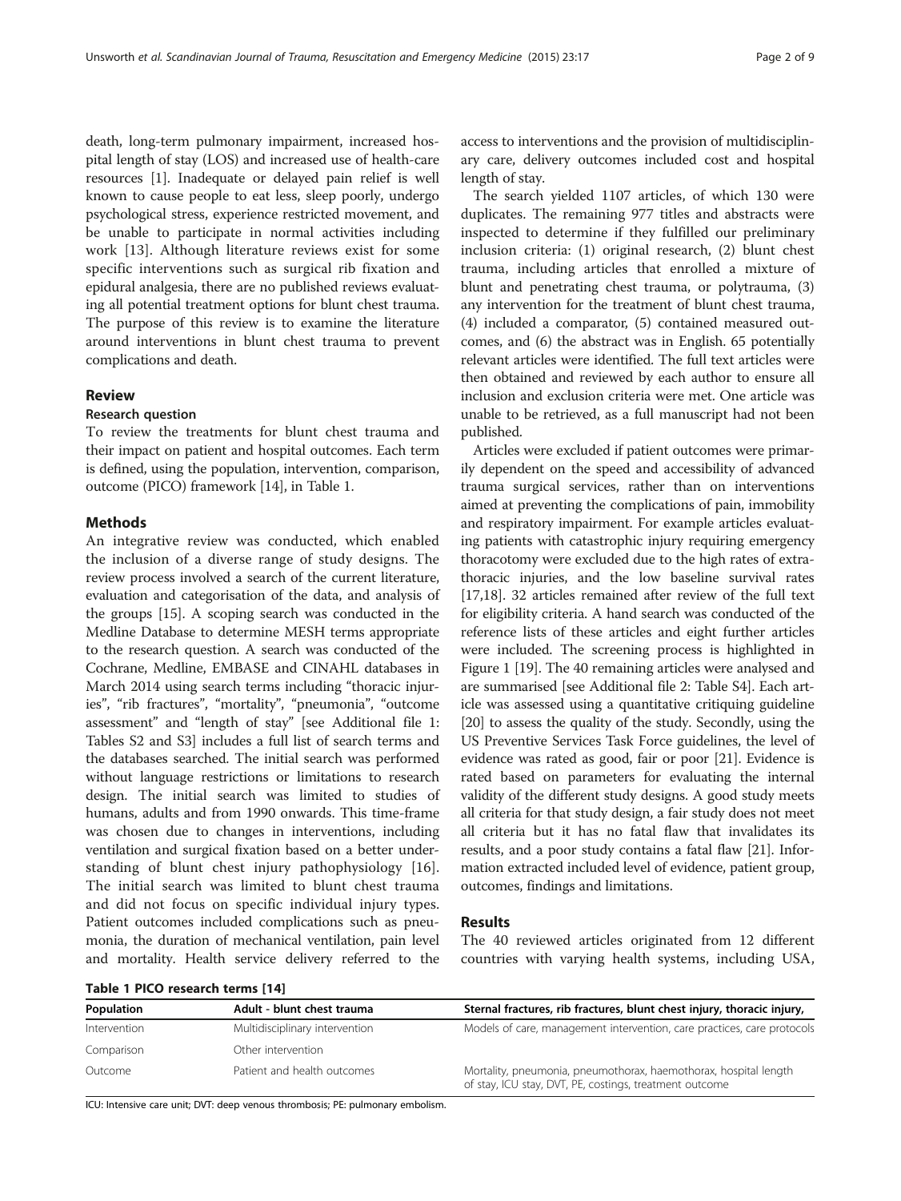death, long-term pulmonary impairment, increased hospital length of stay (LOS) and increased use of health-care resources [1]. Inadequate or delayed pain relief is well known to cause people to eat less, sleep poorly, undergo psychological stress, experience restricted movement, and be unable to participate in normal activities including work [13]. Although literature reviews exist for some specific interventions such as surgical rib fixation and epidural analgesia, there are no published reviews evaluating all potential treatment options for blunt chest trauma. The purpose of this review is to examine the literature around interventions in blunt chest trauma to prevent complications and death.

## Review

### Research question

To review the treatments for blunt chest trauma and their impact on patient and hospital outcomes. Each term is defined, using the population, intervention, comparison, outcome (PICO) framework [14], in Table 1.

## Methods

An integrative review was conducted, which enabled the inclusion of a diverse range of study designs. The review process involved a search of the current literature, evaluation and categorisation of the data, and analysis of the groups [15]. A scoping search was conducted in the Medline Database to determine MESH terms appropriate to the research question. A search was conducted of the Cochrane, Medline, EMBASE and CINAHL databases in March 2014 using search terms including "thoracic injuries", "rib fractures", "mortality", "pneumonia", "outcome assessment" and "length of stay" [see Additional file 1: Tables S2 and S3] includes a full list of search terms and the databases searched. The initial search was performed without language restrictions or limitations to research design. The initial search was limited to studies of humans, adults and from 1990 onwards. This time-frame was chosen due to changes in interventions, including ventilation and surgical fixation based on a better understanding of blunt chest injury pathophysiology [16]. The initial search was limited to blunt chest trauma and did not focus on specific individual injury types. Patient outcomes included complications such as pneumonia, the duration of mechanical ventilation, pain level and mortality. Health service delivery referred to the access to interventions and the provision of multidisciplinary care, delivery outcomes included cost and hospital length of stay.

The search yielded 1107 articles, of which 130 were duplicates. The remaining 977 titles and abstracts were inspected to determine if they fulfilled our preliminary inclusion criteria: (1) original research, (2) blunt chest trauma, including articles that enrolled a mixture of blunt and penetrating chest trauma, or polytrauma, (3) any intervention for the treatment of blunt chest trauma, (4) included a comparator, (5) contained measured outcomes, and (6) the abstract was in English. 65 potentially relevant articles were identified. The full text articles were then obtained and reviewed by each author to ensure all inclusion and exclusion criteria were met. One article was unable to be retrieved, as a full manuscript had not been published.

Articles were excluded if patient outcomes were primarily dependent on the speed and accessibility of advanced trauma surgical services, rather than on interventions aimed at preventing the complications of pain, immobility and respiratory impairment. For example articles evaluating patients with catastrophic injury requiring emergency thoracotomy were excluded due to the high rates of extra-thoracic injuries, and the low baseline survival rates [17,18]. 32 articles remained after review of the full text for eligibility criteria. A hand search was conducted of the reference lists of these articles and eight further articles were included. The screening process is highlighted in Figure 1 [19]. The 40 remaining articles were analysed and are summarised [see Additional file 2: Table S4]. Each article was assessed using a quantitative critiquing guideline [20] to assess the quality of the study. Secondly, using the US Preventive Services Task Force guidelines, the level of evidence was rated as good, fair or poor [21]. Evidence is rated based on parameters for evaluating the internal validity of the different study designs. A good study meets all criteria for that study design, a fair study does not meet all criteria but it has no fatal flaw that invalidates its results, and a poor study contains a fatal flaw [21]. Information extracted included level of evidence, patient group, outcomes, findings and limitations.

## Results

The 40 reviewed articles originated from 12 different countries with varying health systems, including USA,

**Table 1 PICO research terms [14]**

| Population | Adult - blunt chest trauma | Sternal fractures, rib fractures, blunt chest injury, thoracic injury, |
|---|---|---|
| Intervention | Multidisciplinary intervention | Models of care, management intervention, care practices, care protocols |
| Comparison | Other intervention | |
| Outcome | Patient and health outcomes | Mortality, pneumonia, pneumothorax, haemothorax, hospital length of stay, ICU stay, DVT, PE, costings, treatment outcome |

ICU: Intensive care unit; DVT: deep venous thrombosis; PE: pulmonary embolism.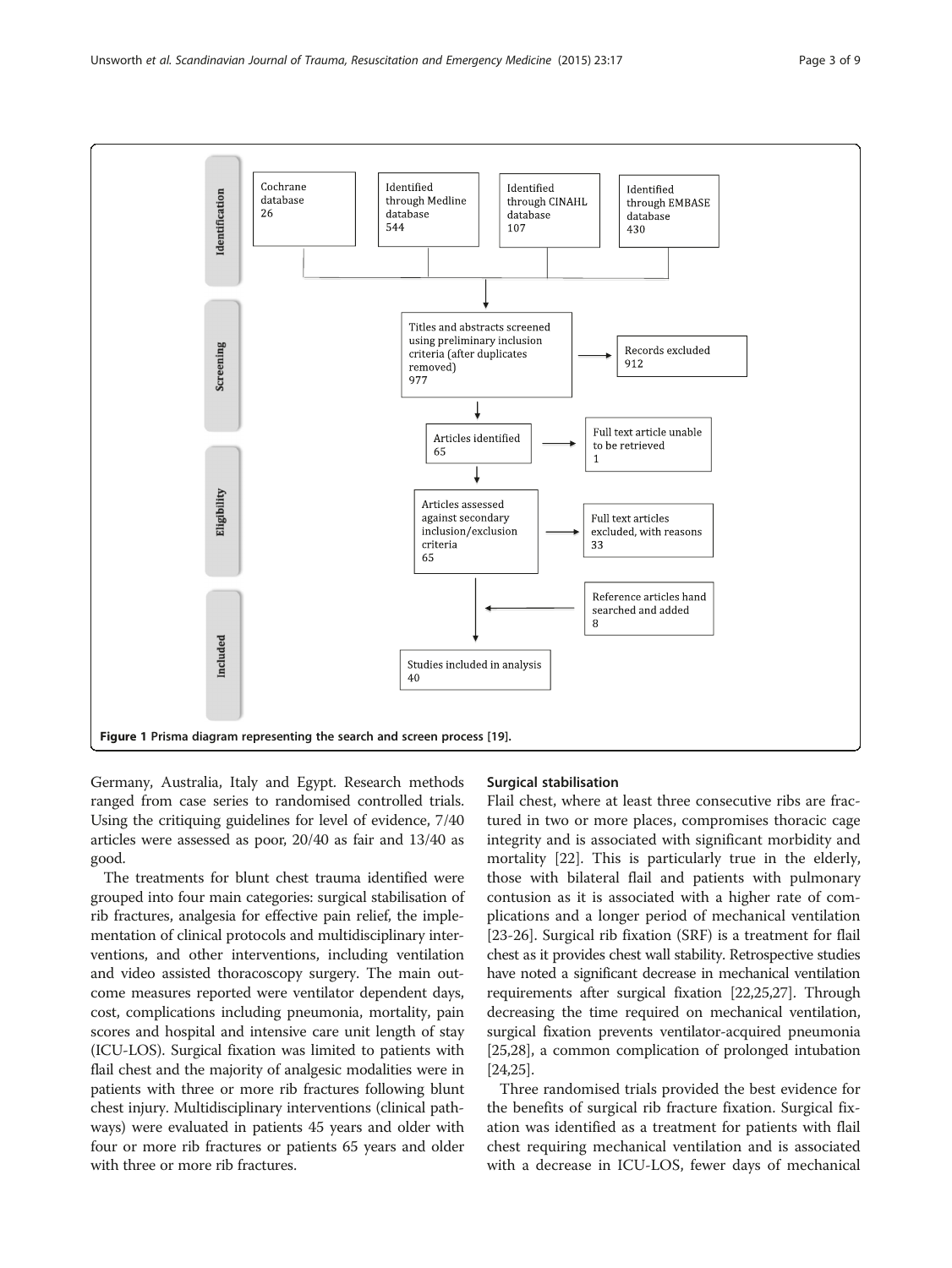Identification

Cochrane database 26

Identified through Medline database 544

Identified through CINAHL database 107

Identified through EMBASE database 430

Screening

Titles and abstracts screened using preliminary inclusion criteria (after duplicates removed) 977

Records excluded 912

Eligibility

Articles identified 65

Full text article unable to be retrieved 1

Articles assessed against secondary inclusion/exclusion criteria 65

Full text articles excluded, with reasons 33

Reference articles hand searched and added 8

Included

Studies included in analysis 40

**Figure 1** Prisma diagram representing the search and screen process [19].

Germany, Australia, Italy and Egypt. Research methods ranged from case series to randomised controlled trials. Using the critiquing guidelines for level of evidence, 7/40 articles were assessed as poor, 20/40 as fair and 13/40 as good.

The treatments for blunt chest trauma identified were grouped into four main categories: surgical stabilisation of rib fractures, analgesia for effective pain relief, the implementation of clinical protocols and multidisciplinary interventions, and other interventions, including ventilation and video assisted thoracoscopy surgery. The main outcome measures reported were ventilator dependent days, cost, complications including pneumonia, mortality, pain scores and hospital and intensive care unit length of stay (ICU-LOS). Surgical fixation was limited to patients with flail chest and the majority of analgesic modalities were in patients with three or more rib fractures following blunt chest injury. Multidisciplinary interventions (clinical pathways) were evaluated in patients 45 years and older with four or more rib fractures or patients 65 years and older with three or more rib fractures.

### Surgical stabilisation

Flail chest, where at least three consecutive ribs are fractured in two or more places, compromises thoracic cage integrity and is associated with significant morbidity and mortality [22]. This is particularly true in the elderly, those with bilateral flail and patients with pulmonary contusion as it is associated with a higher rate of complications and a longer period of mechanical ventilation [23-26]. Surgical rib fixation (SRF) is a treatment for flail chest as it provides chest wall stability. Retrospective studies have noted a significant decrease in mechanical ventilation requirements after surgical fixation [22,25,27]. Through decreasing the time required on mechanical ventilation, surgical fixation prevents ventilator-acquired pneumonia [25,28], a common complication of prolonged intubation [24,25].

Three randomised trials provided the best evidence for the benefits of surgical rib fracture fixation. Surgical fixation was identified as a treatment for patients with flail chest requiring mechanical ventilation and is associated with a decrease in ICU-LOS, fewer days of mechanical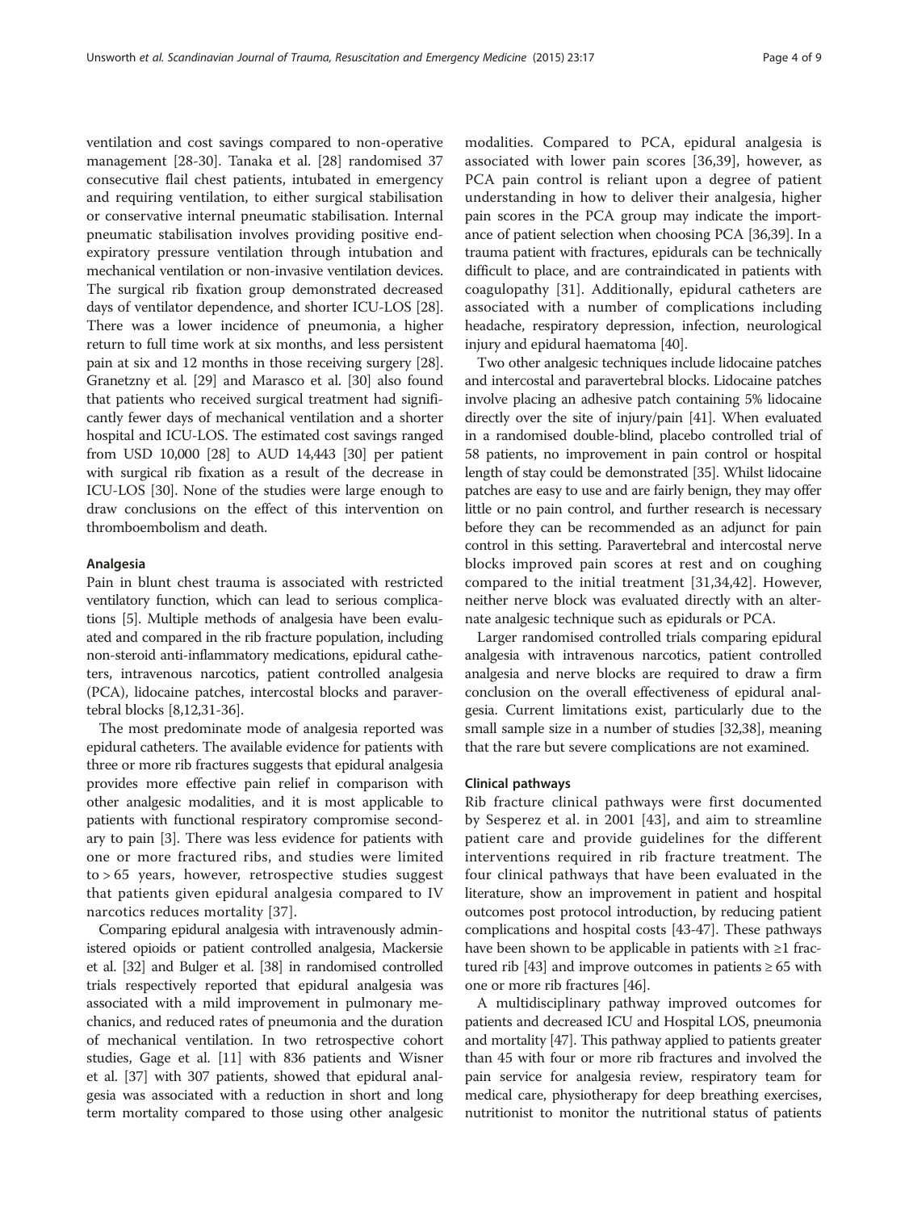ventilation and cost savings compared to non-operative management [28-30]. Tanaka et al. [28] randomised 37 consecutive flail chest patients, intubated in emergency and requiring ventilation, to either surgical stabilisation or conservative internal pneumatic stabilisation. Internal pneumatic stabilisation involves providing positive end-expiratory pressure ventilation through intubation and mechanical ventilation or non-invasive ventilation devices. The surgical rib fixation group demonstrated decreased days of ventilator dependence, and shorter ICU-LOS [28]. There was a lower incidence of pneumonia, a higher return to full time work at six months, and less persistent pain at six and 12 months in those receiving surgery [28]. Granetzny et al. [29] and Marasco et al. [30] also found that patients who received surgical treatment had significantly fewer days of mechanical ventilation and a shorter hospital and ICU-LOS. The estimated cost savings ranged from USD 10,000 [28] to AUD 14,443 [30] per patient with surgical rib fixation as a result of the decrease in ICU-LOS [30]. None of the studies were large enough to draw conclusions on the effect of this intervention on thromboembolism and death.

#### Analgesia

Pain in blunt chest trauma is associated with restricted ventilatory function, which can lead to serious complications [5]. Multiple methods of analgesia have been evaluated and compared in the rib fracture population, including non-steroid anti-inflammatory medications, epidural catheters, intravenous narcotics, patient controlled analgesia (PCA), lidocaine patches, intercostal blocks and paravertebral blocks [8,12,31-36].

The most predominate mode of analgesia reported was epidural catheters. The available evidence for patients with three or more rib fractures suggests that epidural analgesia provides more effective pain relief in comparison with other analgesic modalities, and it is most applicable to patients with functional respiratory compromise secondary to pain [3]. There was less evidence for patients with one or more fractured ribs, and studies were limited to > 65 years, however, retrospective studies suggest that patients given epidural analgesia compared to IV narcotics reduces mortality [37].

Comparing epidural analgesia with intravenously administered opioids or patient controlled analgesia, Mackersie et al. [32] and Bulger et al. [38] in randomised controlled trials respectively reported that epidural analgesia was associated with a mild improvement in pulmonary mechanics, and reduced rates of pneumonia and the duration of mechanical ventilation. In two retrospective cohort studies, Gage et al. [11] with 836 patients and Wisner et al. [37] with 307 patients, showed that epidural analgesia was associated with a reduction in short and long term mortality compared to those using other analgesic modalities. Compared to PCA, epidural analgesia is associated with lower pain scores [36,39], however, as PCA pain control is reliant upon a degree of patient understanding in how to deliver their analgesia, higher pain scores in the PCA group may indicate the importance of patient selection when choosing PCA [36,39]. In a trauma patient with fractures, epidurals can be technically difficult to place, and are contraindicated in patients with coagulopathy [31]. Additionally, epidural catheters are associated with a number of complications including headache, respiratory depression, infection, neurological injury and epidural haematoma [40].

Two other analgesic techniques include lidocaine patches and intercostal and paravertebral blocks. Lidocaine patches involve placing an adhesive patch containing 5% lidocaine directly over the site of injury/pain [41]. When evaluated in a randomised double-blind, placebo controlled trial of 58 patients, no improvement in pain control or hospital length of stay could be demonstrated [35]. Whilst lidocaine patches are easy to use and are fairly benign, they may offer little or no pain control, and further research is necessary before they can be recommended as an adjunct for pain control in this setting. Paravertebral and intercostal nerve blocks improved pain scores at rest and on coughing compared to the initial treatment [31,34,42]. However, neither nerve block was evaluated directly with an alternate analgesic technique such as epidurals or PCA.

Larger randomised controlled trials comparing epidural analgesia with intravenous narcotics, patient controlled analgesia and nerve blocks are required to draw a firm conclusion on the overall effectiveness of epidural analgesia. Current limitations exist, particularly due to the small sample size in a number of studies [32,38], meaning that the rare but severe complications are not examined.

#### Clinical pathways

Rib fracture clinical pathways were first documented by Sesperez et al. in 2001 [43], and aim to streamline patient care and provide guidelines for the different interventions required in rib fracture treatment. The four clinical pathways that have been evaluated in the literature, show an improvement in patient and hospital outcomes post protocol introduction, by reducing patient complications and hospital costs [43-47]. These pathways have been shown to be applicable in patients with ≥1 fractured rib [43] and improve outcomes in patients ≥ 65 with one or more rib fractures [46].

A multidisciplinary pathway improved outcomes for patients and decreased ICU and Hospital LOS, pneumonia and mortality [47]. This pathway applied to patients greater than 45 with four or more rib fractures and involved the pain service for analgesia review, respiratory team for medical care, physiotherapy for deep breathing exercises, nutritionist to monitor the nutritional status of patients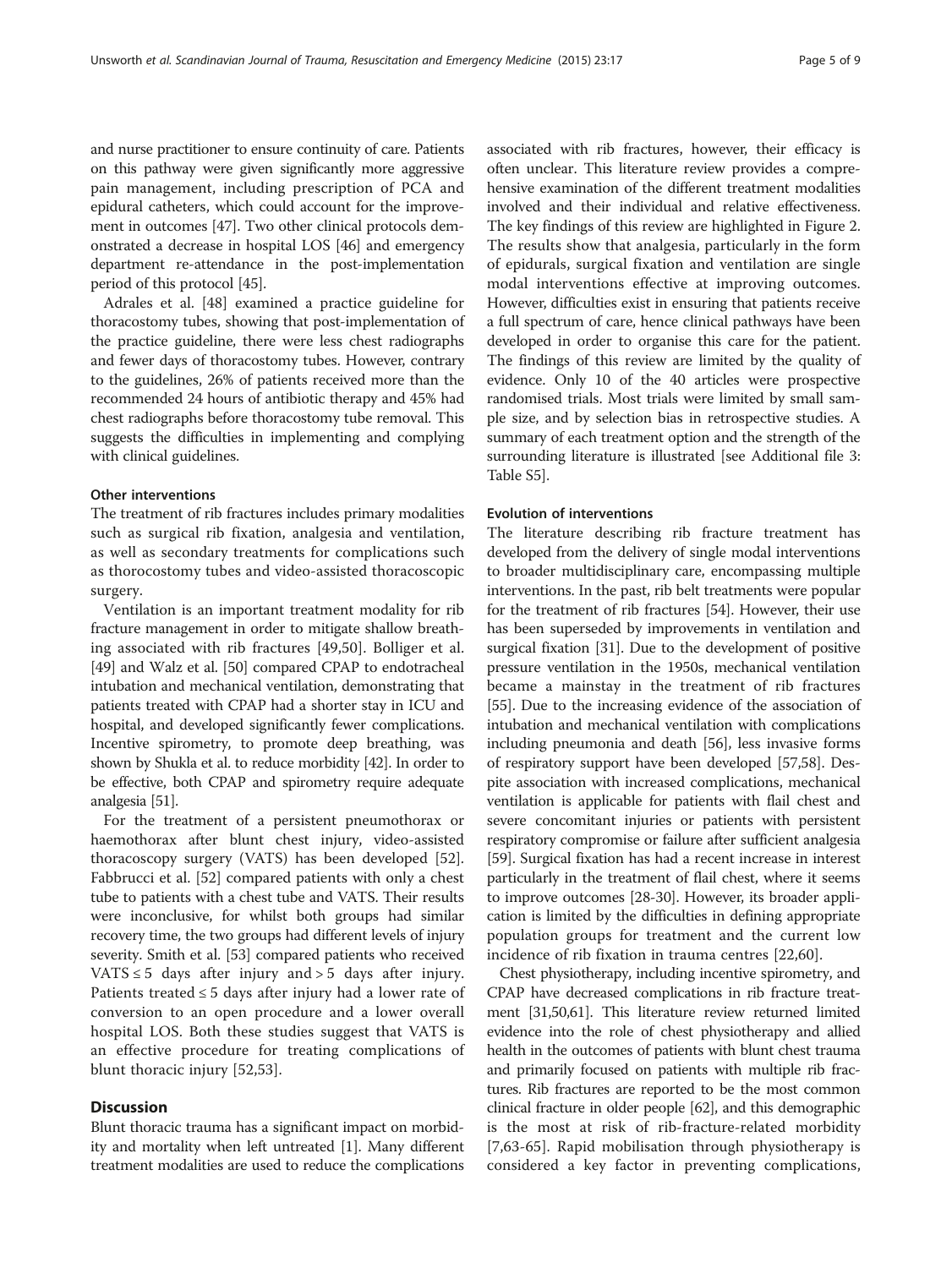and nurse practitioner to ensure continuity of care. Patients on this pathway were given significantly more aggressive pain management, including prescription of PCA and epidural catheters, which could account for the improvement in outcomes [47]. Two other clinical protocols demonstrated a decrease in hospital LOS [46] and emergency department re-attendance in the post-implementation period of this protocol [45].

Adrales et al. [48] examined a practice guideline for thoracostomy tubes, showing that post-implementation of the practice guideline, there were less chest radiographs and fewer days of thoracostomy tubes. However, contrary to the guidelines, 26% of patients received more than the recommended 24 hours of antibiotic therapy and 45% had chest radiographs before thoracostomy tube removal. This suggests the difficulties in implementing and complying with clinical guidelines.

### Other interventions

The treatment of rib fractures includes primary modalities such as surgical rib fixation, analgesia and ventilation, as well as secondary treatments for complications such as thorocostomy tubes and video-assisted thoracoscopic surgery.

Ventilation is an important treatment modality for rib fracture management in order to mitigate shallow breathing associated with rib fractures [49,50]. Bolliger et al. [49] and Walz et al. [50] compared CPAP to endotracheal intubation and mechanical ventilation, demonstrating that patients treated with CPAP had a shorter stay in ICU and hospital, and developed significantly fewer complications. Incentive spirometry, to promote deep breathing, was shown by Shukla et al. to reduce morbidity [42]. In order to be effective, both CPAP and spirometry require adequate analgesia [51].

For the treatment of a persistent pneumothorax or haemothorax after blunt chest injury, video-assisted thoracoscopy surgery (VATS) has been developed [52]. Fabbrucci et al. [52] compared patients with only a chest tube to patients with a chest tube and VATS. Their results were inconclusive, for whilst both groups had similar recovery time, the two groups had different levels of injury severity. Smith et al. [53] compared patients who received VATS $\leq 5$ days after injury and $> 5$ days after injury. Patients treated $\leq 5$ days after injury had a lower rate of conversion to an open procedure and a lower overall hospital LOS. Both these studies suggest that VATS is an effective procedure for treating complications of blunt thoracic injury [52,53].

## Discussion

Blunt thoracic trauma has a significant impact on morbidity and mortality when left untreated [1]. Many different treatment modalities are used to reduce the complications associated with rib fractures, however, their efficacy is often unclear. This literature review provides a comprehensive examination of the different treatment modalities involved and their individual and relative effectiveness. The key findings of this review are highlighted in Figure 2. The results show that analgesia, particularly in the form of epidurals, surgical fixation and ventilation are single modal interventions effective at improving outcomes. However, difficulties exist in ensuring that patients receive a full spectrum of care, hence clinical pathways have been developed in order to organise this care for the patient. The findings of this review are limited by the quality of evidence. Only 10 of the 40 articles were prospective randomised trials. Most trials were limited by small sample size, and by selection bias in retrospective studies. A summary of each treatment option and the strength of the surrounding literature is illustrated [see Additional file 3: Table S5].

### Evolution of interventions

The literature describing rib fracture treatment has developed from the delivery of single modal interventions to broader multidisciplinary care, encompassing multiple interventions. In the past, rib belt treatments were popular for the treatment of rib fractures [54]. However, their use has been superseded by improvements in ventilation and surgical fixation [31]. Due to the development of positive pressure ventilation in the 1950s, mechanical ventilation became a mainstay in the treatment of rib fractures [55]. Due to the increasing evidence of the association of intubation and mechanical ventilation with complications including pneumonia and death [56], less invasive forms of respiratory support have been developed [57,58]. Despite association with increased complications, mechanical ventilation is applicable for patients with flail chest and severe concomitant injuries or patients with persistent respiratory compromise or failure after sufficient analgesia [59]. Surgical fixation has had a recent increase in interest particularly in the treatment of flail chest, where it seems to improve outcomes [28-30]. However, its broader application is limited by the difficulties in defining appropriate population groups for treatment and the current low incidence of rib fixation in trauma centres [22,60].

Chest physiotherapy, including incentive spirometry, and CPAP have decreased complications in rib fracture treatment [31,50,61]. This literature review returned limited evidence into the role of chest physiotherapy and allied health in the outcomes of patients with blunt chest trauma and primarily focused on patients with multiple rib fractures. Rib fractures are reported to be the most common clinical fracture in older people [62], and this demographic is the most at risk of rib-fracture-related morbidity [7,63-65]. Rapid mobilisation through physiotherapy is considered a key factor in preventing complications,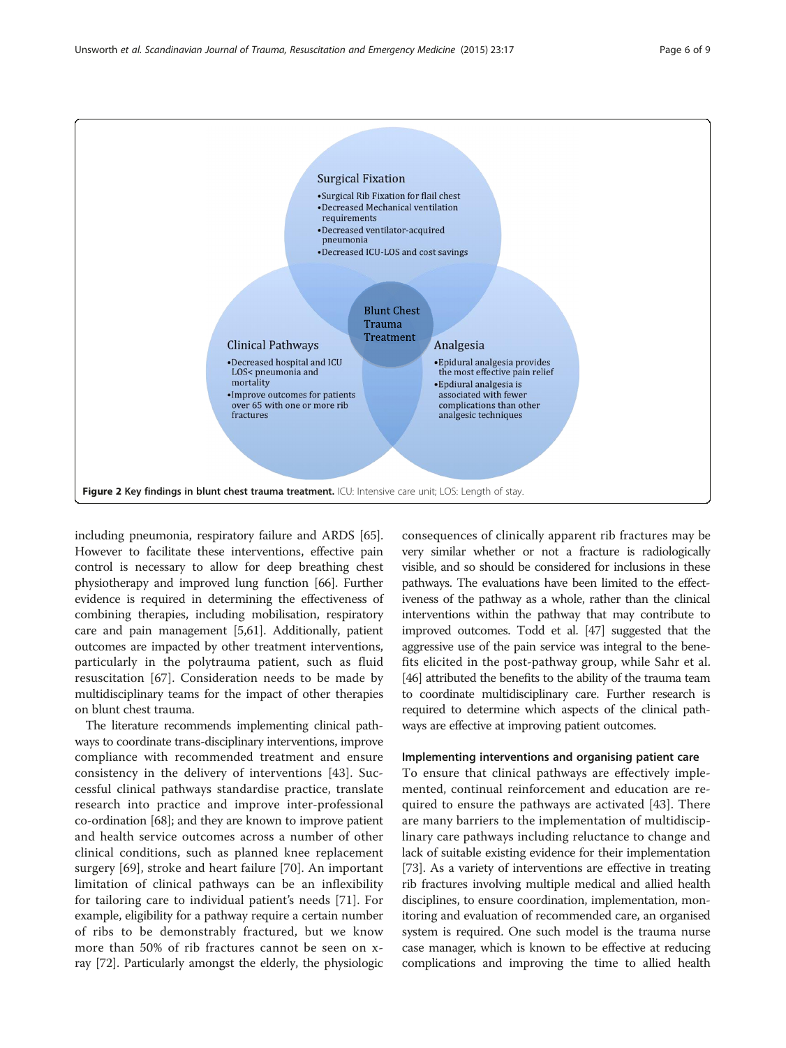**Surgical Fixation**

- Surgical Rib Fixation for flail chest
- Decreased Mechanical ventilation requirements
- Decreased ventilator-acquired pneumonia
- Decreased ICU-LOS and cost savings

**Clinical Pathways**

- Decreased hospital and ICU LOS< pneumonia and mortality
- Improve outcomes for patients over 65 with one or more rib fractures

**Analgesia**

- Epidural analgesia provides the most effective pain relief
- Epdiural analgesia is associated with fewer complications than other analgesic techniques

**Blunt Chest Trauma Treatment**

**Figure 2 Key findings in blunt chest trauma treatment.** ICU: Intensive care unit; LOS: Length of stay.

including pneumonia, respiratory failure and ARDS [65]. However to facilitate these interventions, effective pain control is necessary to allow for deep breathing chest physiotherapy and improved lung function [66]. Further evidence is required in determining the effectiveness of combining therapies, including mobilisation, respiratory care and pain management [5,61]. Additionally, patient outcomes are impacted by other treatment interventions, particularly in the polytrauma patient, such as fluid resuscitation [67]. Consideration needs to be made by multidisciplinary teams for the impact of other therapies on blunt chest trauma.

The literature recommends implementing clinical pathways to coordinate trans-disciplinary interventions, improve compliance with recommended treatment and ensure consistency in the delivery of interventions [43]. Successful clinical pathways standardise practice, translate research into practice and improve inter-professional co-ordination [68]; and they are known to improve patient and health service outcomes across a number of other clinical conditions, such as planned knee replacement surgery [69], stroke and heart failure [70]. An important limitation of clinical pathways can be an inflexibility for tailoring care to individual patient's needs [71]. For example, eligibility for a pathway require a certain number of ribs to be demonstrably fractured, but we know more than 50% of rib fractures cannot be seen on x-ray [72]. Particularly amongst the elderly, the physiologic consequences of clinically apparent rib fractures may be very similar whether or not a fracture is radiologically visible, and so should be considered for inclusions in these pathways. The evaluations have been limited to the effectiveness of the pathway as a whole, rather than the clinical interventions within the pathway that may contribute to improved outcomes. Todd et al. [47] suggested that the aggressive use of the pain service was integral to the benefits elicited in the post-pathway group, while Sahr et al. [46] attributed the benefits to the ability of the trauma team to coordinate multidisciplinary care. Further research is required to determine which aspects of the clinical pathways are effective at improving patient outcomes.

### Implementing interventions and organising patient care

To ensure that clinical pathways are effectively implemented, continual reinforcement and education are required to ensure the pathways are activated [43]. There are many barriers to the implementation of multidisciplinary care pathways including reluctance to change and lack of suitable existing evidence for their implementation [73]. As a variety of interventions are effective in treating rib fractures involving multiple medical and allied health disciplines, to ensure coordination, implementation, monitoring and evaluation of recommended care, an organised system is required. One such model is the trauma nurse case manager, which is known to be effective at reducing complications and improving the time to allied health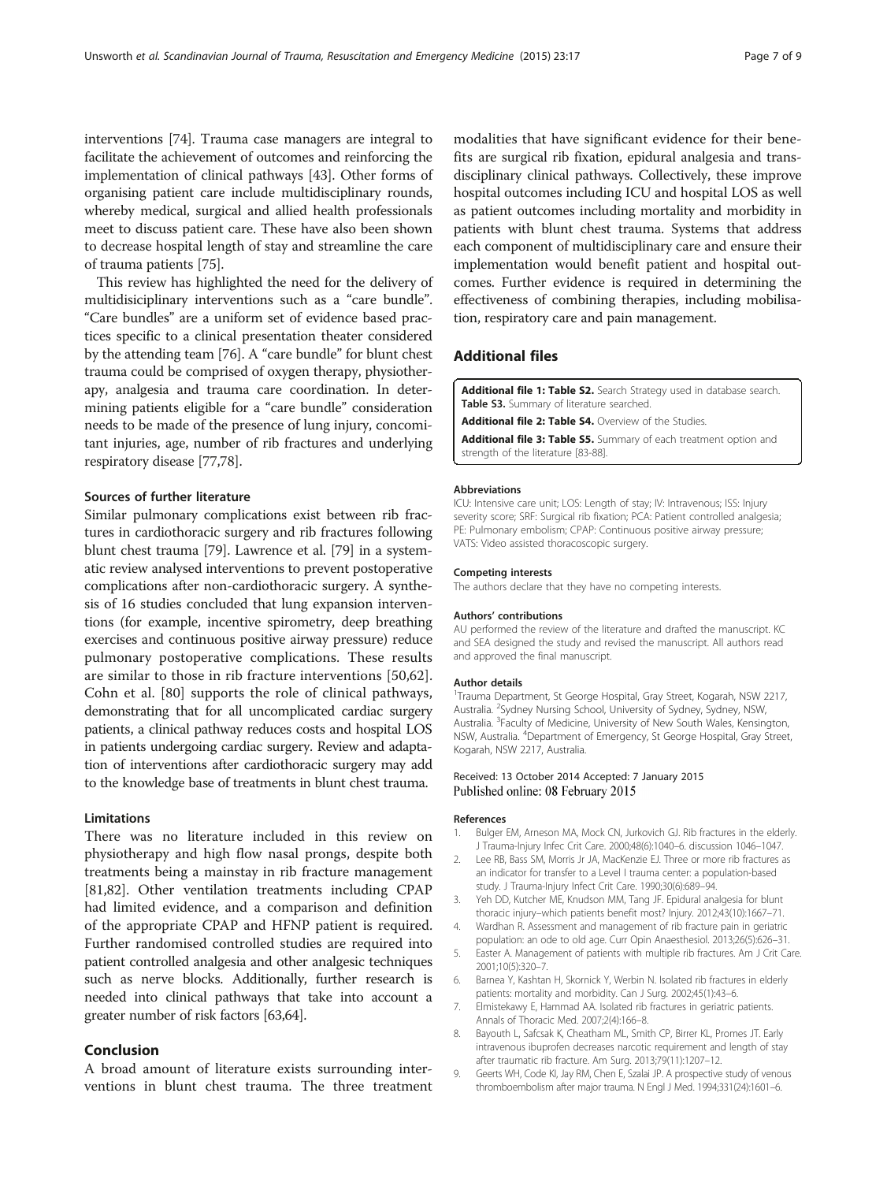interventions [74]. Trauma case managers are integral to facilitate the achievement of outcomes and reinforcing the implementation of clinical pathways [43]. Other forms of organising patient care include multidisciplinary rounds, whereby medical, surgical and allied health professionals meet to discuss patient care. These have also been shown to decrease hospital length of stay and streamline the care of trauma patients [75].

This review has highlighted the need for the delivery of multidisiciplinary interventions such as a "care bundle". "Care bundles" are a uniform set of evidence based practices specific to a clinical presentation theater considered by the attending team [76]. A "care bundle" for blunt chest trauma could be comprised of oxygen therapy, physiotherapy, analgesia and trauma care coordination. In determining patients eligible for a "care bundle" consideration needs to be made of the presence of lung injury, concomitant injuries, age, number of rib fractures and underlying respiratory disease [77,78].

### Sources of further literature

Similar pulmonary complications exist between rib fractures in cardiothoracic surgery and rib fractures following blunt chest trauma [79]. Lawrence et al. [79] in a systematic review analysed interventions to prevent postoperative complications after non-cardiothoracic surgery. A synthesis of 16 studies concluded that lung expansion interventions (for example, incentive spirometry, deep breathing exercises and continuous positive airway pressure) reduce pulmonary postoperative complications. These results are similar to those in rib fracture interventions [50,62]. Cohn et al. [80] supports the role of clinical pathways, demonstrating that for all uncomplicated cardiac surgery patients, a clinical pathway reduces costs and hospital LOS in patients undergoing cardiac surgery. Review and adaptation of interventions after cardiothoracic surgery may add to the knowledge base of treatments in blunt chest trauma.

### Limitations

There was no literature included in this review on physiotherapy and high flow nasal prongs, despite both treatments being a mainstay in rib fracture management [81,82]. Other ventilation treatments including CPAP had limited evidence, and a comparison and definition of the appropriate CPAP and HFNP patient is required. Further randomised controlled studies are required into patient controlled analgesia and other analgesic techniques such as nerve blocks. Additionally, further research is needed into clinical pathways that take into account a greater number of risk factors [63,64].

## Conclusion

A broad amount of literature exists surrounding interventions in blunt chest trauma. The three treatment modalities that have significant evidence for their benefits are surgical rib fixation, epidural analgesia and transdisciplinary clinical pathways. Collectively, these improve hospital outcomes including ICU and hospital LOS as well as patient outcomes including mortality and morbidity in patients with blunt chest trauma. Systems that address each component of multidisciplinary care and ensure their implementation would benefit patient and hospital outcomes. Further evidence is required in determining the effectiveness of combining therapies, including mobilisation, respiratory care and pain management.

## Additional files

**Additional file 1: Table S2.** Search Strategy used in database search. **Table S3.** Summary of literature searched.

**Additional file 2: Table S4.** Overview of the Studies.

**Additional file 3: Table S5.** Summary of each treatment option and strength of the literature [83-88].

#### Abbreviations

ICU: Intensive care unit; LOS: Length of stay; IV: Intravenous; ISS: Injury severity score; SRF: Surgical rib fixation; PCA: Patient controlled analgesia; PE: Pulmonary embolism; CPAP: Continuous positive airway pressure; VATS: Video assisted thoracoscopic surgery.

#### Competing interests

The authors declare that they have no competing interests.

#### Authors' contributions

AU performed the review of the literature and drafted the manuscript. KC and SEA designed the study and revised the manuscript. All authors read and approved the final manuscript.

#### Author details

[1]Trauma Department, St George Hospital, Gray Street, Kogarah, NSW 2217, Australia. [2]Sydney Nursing School, University of Sydney, Sydney, NSW, Australia. [3]Faculty of Medicine, University of New South Wales, Kensington, NSW, Australia. [4]Department of Emergency, St George Hospital, Gray Street, Kogarah, NSW 2217, Australia.

Received: 13 October 2014 Accepted: 7 January 2015
Published online: 08 February 2015

#### References

1. Bulger EM, Arneson MA, Mock CN, Jurkovich GJ. Rib fractures in the elderly. J Trauma-Injury Infec Crit Care. 2000;48(6):1040–6. discussion 1046–1047.
2. Lee RB, Bass SM, Morris Jr JA, MacKenzie EJ. Three or more rib fractures as an indicator for transfer to a Level I trauma center: a population-based study. J Trauma-Injury Infect Crit Care. 1990;30(6):689–94.
3. Yeh DD, Kutcher ME, Knudson MM, Tang JF. Epidural analgesia for blunt thoracic injury–which patients benefit most? Injury. 2012;43(10):1667–71.
4. Wardhan R. Assessment and management of rib fracture pain in geriatric population: an ode to old age. Curr Opin Anaesthesiol. 2013;26(5):626–31.
5. Easter A. Management of patients with multiple rib fractures. Am J Crit Care. 2001;10(5):320–7.
6. Barnea Y, Kashtan H, Skornick Y, Werbin N. Isolated rib fractures in elderly patients: mortality and morbidity. Can J Surg. 2002;45(1):43–6.
7. Elmistekawy E, Hammad AA. Isolated rib fractures in geriatric patients. Annals of Thoracic Med. 2007;2(4):166–8.
8. Bayouth L, Safcsak K, Cheatham ML, Smith CP, Birrer KL, Promes JT. Early intravenous ibuprofen decreases narcotic requirement and length of stay after traumatic rib fracture. Am Surg. 2013;79(11):1207–12.
9. Geerts WH, Code KI, Jay RM, Chen E, Szalai JP. A prospective study of venous thromboembolism after major trauma. N Engl J Med. 1994;331(24):1601–6.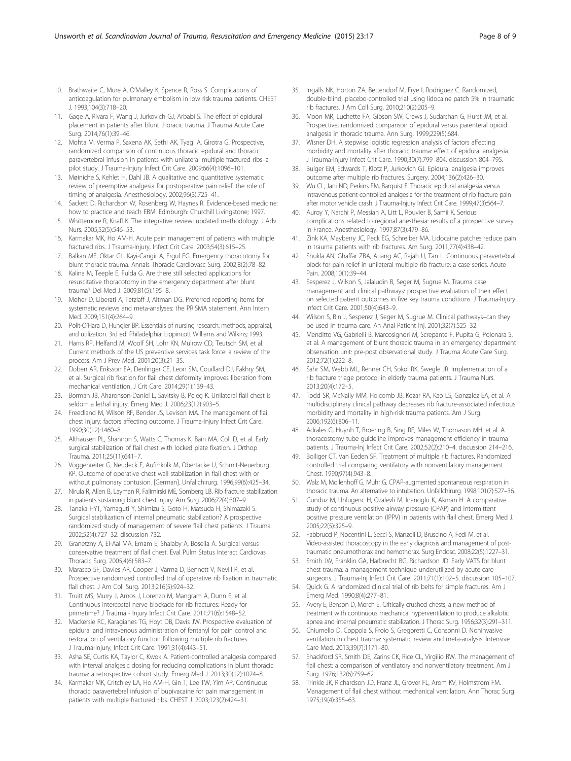10. Brathwaite C, Mure A, O'Malley K, Spence R, Ross S. Complications of anticoagulation for pulmonary embolism in low risk trauma patients. CHEST J. 1993;104(3):718–20.
11. Gage A, Rivara F, Wang J, Jurkovich GJ, Arbabi S. The effect of epidural placement in patients after blunt thoracic trauma. J Trauma Acute Care Surg. 2014;76(1):39–46.
12. Mohta M, Verma P, Saxena AK, Sethi AK, Tyagi A, Girotra G. Prospective, randomized comparison of continuous thoracic epidural and thoracic paravertebral infusion in patients with unilateral multiple fractured ribs–a pilot study. J Trauma-Injury Infect Crit Care. 2009;66(4):1096–101.
13. Møiniche S, Kehlet H, Dahl JB. A qualitative and quantitative systematic review of preemptive analgesia for postoperative pain relief: the role of timing of analgesia. Anesthesiology. 2002;96(3):725–41.
14. Sackett D, Richardson W, Rosenberg W, Haynes R. Evidence-based medicine: how to practice and teach EBM. Edinburgh: Churchill Livingstone; 1997.
15. Whittemore R, Knafl K. The integrative review: updated methodology. J Adv Nurs. 2005;52(5):546–53.
16. Karmakar MK, Ho AM-H. Acute pain management of patients with multiple fractured ribs. J Trauma-Injury, Infect Crit Care. 2003;54(3):615–25.
17. Balkan ME, Oktar GL, Kayi-Cangir A, Ergul EG. Emergency thoracotomy for blunt thoracic trauma. Annals Thoracic Cardiovasc Surg. 2002;8(2):78–82.
18. Kalina M, Teeple E, Fulda G. Are there still selected applications for resuscitative thoracotomy in the emergency department after blunt trauma? Del Med J. 2009;81(5):195–8.
19. Moher D, Liberati A, Tetzlaff J, Altman DG. Preferred reporting items for systematic reviews and meta-analyses: the PRISMA statement. Ann Intern Med. 2009;151(4):264–9.
20. Polit-O'Hara D, Hungler BP. Essentials of nursing research: methods, appraisal, and utilization. 3rd ed. Philadelphia: Lippincott Williams and Wilkins; 1993.
21. Harris RP, Helfand M, Woolf SH, Lohr KN, Mulrow CD, Teutsch SM, et al. Current methods of the US preventive services task force: a review of the process. Am J Prev Med. 2001;20(3):21–35.
22. Doben AR, Eriksson EA, Denlinger CE, Leon SM, Couillard DJ, Fakhry SM, et al. Surgical rib fixation for flail chest deformity improves liberation from mechanical ventilation. J Crit Care. 2014;29(1):139–43.
23. Borman JB, Aharonson-Daniel L, Savitsky B, Peleg K. Unilateral flail chest is seldom a lethal injury. Emerg Med J. 2006;23(12):903–5.
24. Freedland M, Wilson RF, Bender JS, Levison MA. The management of flail chest injury: factors affecting outcome. J Trauma-Injury Infect Crit Care. 1990;30(12):1460–8.
25. Althausen PL, Shannon S, Watts C, Thomas K, Bain MA, Coll D, et al. Early surgical stabilization of flail chest with locked plate fixation. J Orthop Trauma. 2011;25(11):641–7.
26. Voggenreiter G, Neudeck F, Aufmkolk M, Obertacke U, Schmit-Neuerburg KP. Outcome of operative chest wall stabilization in flail chest with or without pulmonary contusion. [German]. Unfallchirurg. 1996;99(6):425–34.
27. Nirula R, Allen B, Layman R, Falimirski ME, Somberg LB. Rib fracture stabilization in patients sustaining blunt chest injury. Am Surg. 2006;72(4):307–9.
28. Tanaka HYT, Yamaguti Y, Shimizu S, Goto H, Matsuda H, Shimazaki S. Surgical stabilization of internal pneumatic stabilization? A prospective randomized study of management of severe flail chest patients. J Trauma. 2002;52(4):727–32. discussion 732.
29. Granetzny A, El-Aal MA, Emam E, Shalaby A, Boseila A. Surgical versus conservative treatment of flail chest. Eval Pulm Status Interact Cardiovas Thoracic Surg. 2005;4(6):583–7.
30. Marasco SF, Davies AR, Cooper J, Varma D, Bennett V, Nevill R, et al. Prospective randomized controlled trial of operative rib fixation in traumatic flail chest. J Am Coll Surg. 2013;216(5):924–32.
31. Truitt MS, Murry J, Amos J, Lorenzo M, Mangram A, Dunn E, et al. Continuous intercostal nerve blockade for rib fractures: Ready for primetime? J Trauma - Injury Infect Crit Care. 2011;71(6):1548–52.
32. Mackersie RC, Karagianes TG, Hoyt DB, Davis JW. Prospective evaluation of epidural and intravenous administration of fentanyl for pain control and restoration of ventilatory function following multiple rib fractures. J Trauma-Injury, Infect Crit Care. 1991;31(4):443–51.
33. Asha SE, Curtis KA, Taylor C, Kwok A. Patient-controlled analgesia compared with interval analgesic dosing for reducing complications in blunt thoracic trauma: a retrospective cohort study. Emerg Med J. 2013;30(12):1024–8.
34. Karmakar MK, Critchley LA, Ho AM-H, Gin T, Lee TW, Yim AP. Continuous thoracic paravertebral infusion of bupivacaine for pain management in patients with multiple fractured ribs. CHEST J. 2003;123(2):424–31.
35. Ingalls NK, Horton ZA, Bettendorf M, Frye I, Rodriguez C. Randomized, double-blind, placebo-controlled trial using lidocaine patch 5% in traumatic rib fractures. J Am Coll Surg. 2010;210(2):205–9.
36. Moon MR, Luchette FA, Gibson SW, Crews J, Sudarshan G, Hurst JM, et al. Prospective, randomized comparison of epidural versus parenteral opioid analgesia in thoracic trauma. Ann Surg. 1999;229(5):684.
37. Wisner DH. A stepwise logistic regression analysis of factors affecting morbidity and mortality after thoracic trauma: effect of epidural analgesia. J Trauma-Injury Infect Crit Care. 1990;30(7):799–804. discussion 804–795.
38. Bulger EM, Edwards T, Klotz P, Jurkovich GJ. Epidural analgesia improves outcome after multiple rib fractures. Surgery. 2004;136(2):426–30.
39. Wu CL, Jani ND, Perkins FM, Barquist E. Thoracic epidural analgesia versus intravenous patient-controlled analgesia for the treatment of rib fracture pain after motor vehicle crash. J Trauma-Injury Infect Crit Care. 1999;47(3):564–7.
40. Auroy Y, Narchi P, Messiah A, Litt L, Rouvier B, Samii K. Serious complications related to regional anesthesia: results of a prospective survey in France. Anesthesiology. 1997;87(3):479–86.
41. Zink KA, Mayberry JC, Peck EG, Schreiber MA. Lidocaine patches reduce pain in trauma patients with rib fractures. Am Surg. 2011;77(4):438–42.
42. Shukla AN, Ghaffar ZBA, Auang AC, Rajah U, Tan L. Continuous paravertebral block for pain relief in unilateral multiple rib fracture: a case series. Acute Pain. 2008;10(1):39–44.
43. Sesperez J, Wilson S, Jalaludin B, Seger M, Sugrue M. Trauma case management and clinical pathways: prospective evaluation of their effect on selected patient outcomes in five key trauma conditions. J Trauma-Injury Infect Crit Care. 2001;50(4):643–9.
44. Wilson S, Bin J, Sesperez J, Seger M, Sugrue M. Clinical pathways–can they be used in trauma care. An Anal Patient Inj. 2001;32(7):525–32.
45. Menditto VG, Gabrielli B, Marcosignori M, Screpante F, Pupita G, Polonara S, et al. A management of blunt thoracic trauma in an emergency department observation unit: pre-post observational study. J Trauma Acute Care Surg. 2012;72(1):222–8.
46. Sahr SM, Webb ML, Renner CH, Sokol RK, Swegle JR. Implementation of a rib fracture triage protocol in elderly trauma patients. J Trauma Nurs. 2013;20(4):172–5.
47. Todd SR, McNally MM, Holcomb JB, Kozar RA, Kao LS, Gonzalez EA, et al. A multidisciplinary clinical pathway decreases rib fracture-associated infectious morbidity and mortality in high-risk trauma patients. Am J Surg. 2006;192(6):806–11.
48. Adrales G, Huynh T, Broering B, Sing RF, Miles W, Thomason MH, et al. A thoracostomy tube guideline improves management efficiency in trauma patients. J Trauma-Inj Infect Crit Care. 2002;52(2):210–4. discussion 214–216.
49. Bolliger CT, Van Eeden SF. Treatment of multiple rib fractures. Randomized controlled trial comparing ventilatory with nonventilatory management Chest. 1990;97(4):943–8.
50. Walz M, Mollenhoff G, Muhr G. CPAP-augmented spontaneous respiration in thoracic trauma. An alternative to intubation. Unfallchirurg. 1998;101(7):527–36.
51. Gunduz M, Unlugenc H, Ozalevli M, Inanoglu K, Akman H. A comparative study of continuous positive airway pressure (CPAP) and intermittent positive pressure ventilation (IPPV) in patients with flail chest. Emerg Med J. 2005;22(5):325–9.
52. Fabbrucci P, Nocentini L, Secci S, Manzoli D, Bruscino A, Fedi M, et al. Video-assisted thoracoscopy in the early diagnosis and management of post-traumatic pneumothorax and hemothorax. Surg Endosc. 2008;22(5):1227–31.
53. Smith JW, Franklin GA, Harbrecht BG, Richardson JD. Early VATS for blunt chest trauma: a management technique underutilized by acute care surgeons. J Trauma-Inj Infect Crit Care. 2011;71(1):102–5. discussion 105–107.
54. Quick G. A randomized clinical trial of rib belts for simple fractures. Am J Emerg Med. 1990;8(4):277–81.
55. Avery E, Benson D, Morch E. Critically crushed chests; a new method of treatment with continuous mechanical hyperventilation to produce alkalotic apnea and internal pneumatic stabilization. J Thorac Surg. 1956;32(3):291–311.
56. Chiumello D, Coppola S, Froio S, Gregoretti C, Consonni D. Noninvasive ventilation in chest trauma: systematic review and meta-analysis. Intensive Care Med. 2013;39(7):1171–80.
57. Shackford SR, Smith DE, Zarins CK, Rice CL, Virgilio RW. The management of flail chest: a comparison of ventilatory and nonventilatory treatment. Am J Surg. 1976;132(6):759–62.
58. Trinkle JK, Richardson JD, Franz JL, Grover FL, Arom KV, Holmstrom FM. Management of flail chest without mechanical ventilation. Ann Thorac Surg. 1975;19(4):355–63.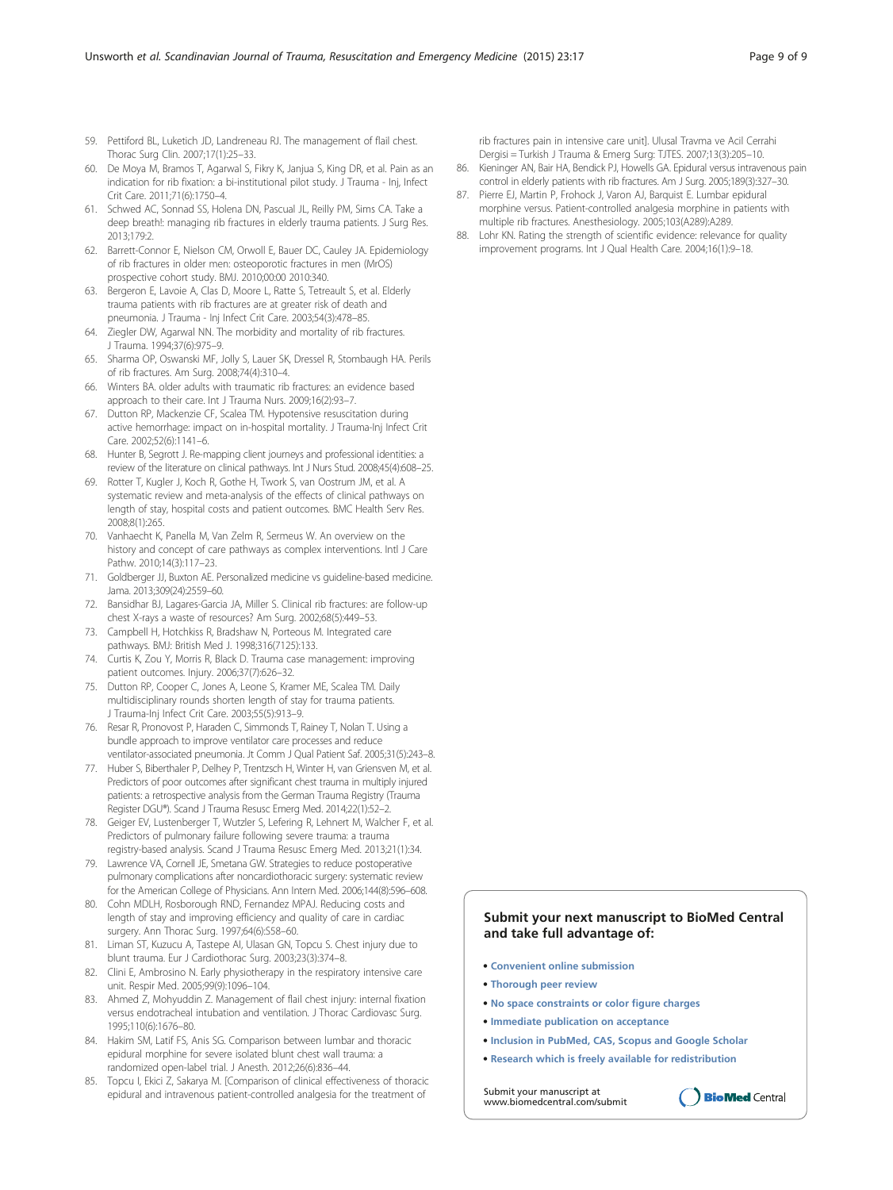59. Pettiford BL, Luketich JD, Landreneau RJ. The management of flail chest. Thorac Surg Clin. 2007;17(1):25–33.
60. De Moya M, Bramos T, Agarwal S, Fikry K, Janjua S, King DR, et al. Pain as an indication for rib fixation: a bi-institutional pilot study. J Trauma - Inj, Infect Crit Care. 2011;71(6):1750–4.
61. Schwed AC, Sonnad SS, Holena DN, Pascual JL, Reilly PM, Sims CA. Take a deep breath!: managing rib fractures in elderly trauma patients. J Surg Res. 2013;179:2.
62. Barrett-Connor E, Nielson CM, Orwoll E, Bauer DC, Cauley JA. Epidemiology of rib fractures in older men: osteoporotic fractures in men (MrOS) prospective cohort study. BMJ. 2010;00:00 2010:340.
63. Bergeron E, Lavoie A, Clas D, Moore L, Ratte S, Tetreault S, et al. Elderly trauma patients with rib fractures are at greater risk of death and pneumonia. J Trauma - Inj Infect Crit Care. 2003;54(3):478–85.
64. Ziegler DW, Agarwal NN. The morbidity and mortality of rib fractures. J Trauma. 1994;37(6):975–9.
65. Sharma OP, Oswanski MF, Jolly S, Lauer SK, Dressel R, Stombaugh HA. Perils of rib fractures. Am Surg. 2008;74(4):310–4.
66. Winters BA. older adults with traumatic rib fractures: an evidence based approach to their care. Int J Trauma Nurs. 2009;16(2):93–7.
67. Dutton RP, Mackenzie CF, Scalea TM. Hypotensive resuscitation during active hemorrhage: impact on in-hospital mortality. J Trauma-Inj Infect Crit Care. 2002;52(6):1141–6.
68. Hunter B, Segrott J. Re-mapping client journeys and professional identities: a review of the literature on clinical pathways. Int J Nurs Stud. 2008;45(4):608–25.
69. Rotter T, Kugler J, Koch R, Gothe H, Twork S, van Oostrum JM, et al. A systematic review and meta-analysis of the effects of clinical pathways on length of stay, hospital costs and patient outcomes. BMC Health Serv Res. 2008;8(1):265.
70. Vanhaecht K, Panella M, Van Zelm R, Sermeus W. An overview on the history and concept of care pathways as complex interventions. Intl J Care Pathw. 2010;14(3):117–23.
71. Goldberger JJ, Buxton AE. Personalized medicine vs guideline-based medicine. Jama. 2013;309(24):2559–60.
72. Bansidhar BJ, Lagares-Garcia JA, Miller S. Clinical rib fractures: are follow-up chest X-rays a waste of resources? Am Surg. 2002;68(5):449–53.
73. Campbell H, Hotchkiss R, Bradshaw N, Porteous M. Integrated care pathways. BMJ: British Med J. 1998;316(7125):133.
74. Curtis K, Zou Y, Morris R, Black D. Trauma case management: improving patient outcomes. Injury. 2006;37(7):626–32.
75. Dutton RP, Cooper C, Jones A, Leone S, Kramer ME, Scalea TM. Daily multidisciplinary rounds shorten length of stay for trauma patients. J Trauma-Inj Infect Crit Care. 2003;55(5):913–9.
76. Resar R, Pronovost P, Haraden C, Simmonds T, Rainey T, Nolan T. Using a bundle approach to improve ventilator care processes and reduce ventilator-associated pneumonia. Jt Comm J Qual Patient Saf. 2005;31(5):243–8.
77. Huber S, Biberthaler P, Delhey P, Trentzsch H, Winter H, van Griensven M, et al. Predictors of poor outcomes after significant chest trauma in multiply injured patients: a retrospective analysis from the German Trauma Registry (Trauma Register DGU®). Scand J Trauma Resusc Emerg Med. 2014;22(1):52–2.
78. Geiger EV, Lustenberger T, Wutzler S, Lefering R, Lehnert M, Walcher F, et al. Predictors of pulmonary failure following severe trauma: a trauma registry-based analysis. Scand J Trauma Resusc Emerg Med. 2013;21(1):34.
79. Lawrence VA, Cornell JE, Smetana GW. Strategies to reduce postoperative pulmonary complications after noncardiothoracic surgery: systematic review for the American College of Physicians. Ann Intern Med. 2006;144(8):596–608.
80. Cohn MDLH, Rosborough RND, Fernandez MPAJ. Reducing costs and length of stay and improving efficiency and quality of care in cardiac surgery. Ann Thorac Surg. 1997;64(6):S58–60.
81. Liman ST, Kuzucu A, Tastepe AI, Ulasan GN, Topcu S. Chest injury due to blunt trauma. Eur J Cardiothorac Surg. 2003;23(3):374–8.
82. Clini E, Ambrosino N. Early physiotherapy in the respiratory intensive care unit. Respir Med. 2005;99(9):1096–104.
83. Ahmed Z, Mohyuddin Z. Management of flail chest injury: internal fixation versus endotracheal intubation and ventilation. J Thorac Cardiovasc Surg. 1995;110(6):1676–80.
84. Hakim SM, Latif FS, Anis SG. Comparison between lumbar and thoracic epidural morphine for severe isolated blunt chest wall trauma: a randomized open-label trial. J Anesth. 2012;26(6):836–44.
85. Topcu I, Ekici Z, Sakarya M. [Comparison of clinical effectiveness of thoracic epidural and intravenous patient-controlled analgesia for the treatment of rib fractures pain in intensive care unit]. Ulusal Travma ve Acil Cerrahi Dergisi = Turkish J Trauma & Emerg Surg: TJTES. 2007;13(3):205–10.
86. Kieninger AN, Bair HA, Bendick PJ, Howells GA. Epidural versus intravenous pain control in elderly patients with rib fractures. Am J Surg. 2005;189(3):327–30.
87. Pierre EJ, Martin P, Frohock J, Varon AJ, Barquist E. Lumbar epidural morphine versus. Patient-controlled analgesia morphine in patients with multiple rib fractures. Anesthesiology. 2005;103(A289):A289.
88. Lohr KN. Rating the strength of scientific evidence: relevance for quality improvement programs. Int J Qual Health Care. 2004;16(1):9–18.

**Submit your next manuscript to BioMed Central and take full advantage of:**

- **Convenient online submission**
- **Thorough peer review**
- **No space constraints or color figure charges**
- **Immediate publication on acceptance**
- **Inclusion in PubMed, CAS, Scopus and Google Scholar**
- **Research which is freely available for redistribution**

Submit your manuscript at
www.biomedcentral.com/submit

BioMed Central